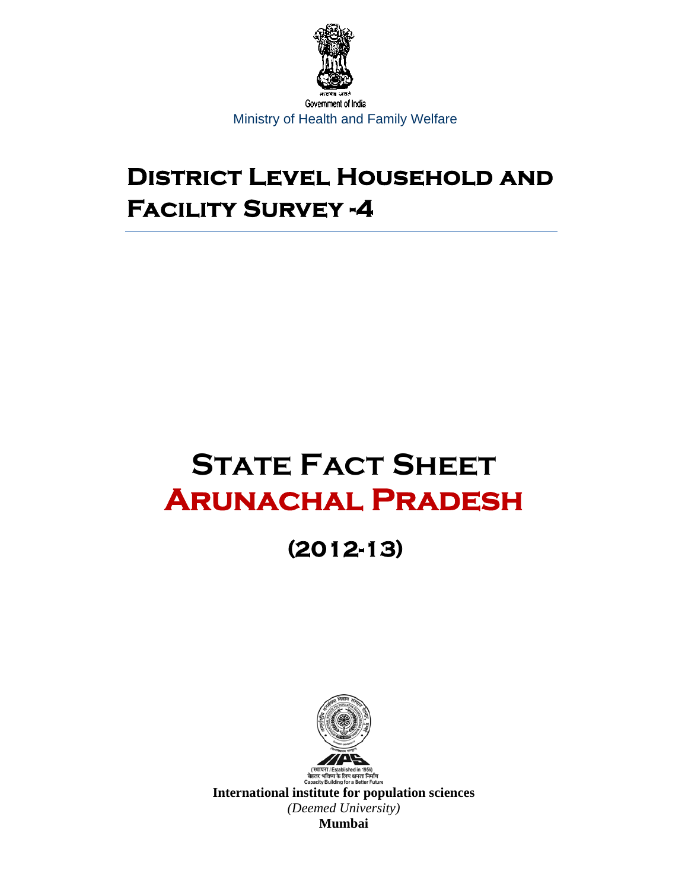सत्यमेव जयते

Government of India

Ministry of Health and Family Welfare

# District Level Household and Facility Survey -4

# State Fact Sheet
# Arunachal Pradesh

## (2012-13)

(स्थापना / Established in 1956)
बेहतर भविष्य के लिए क्षमता निर्माण
Capacity Building for a Better Future

**International institute for population sciences**

*(Deemed University)*

**Mumbai**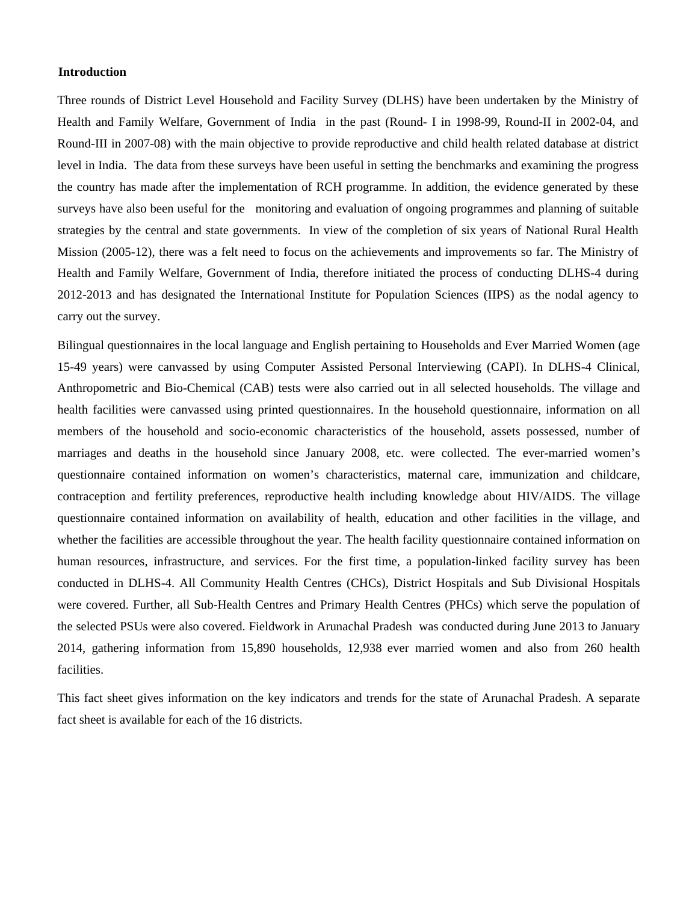## Introduction

Three rounds of District Level Household and Facility Survey (DLHS) have been undertaken by the Ministry of Health and Family Welfare, Government of India in the past (Round- I in 1998-99, Round-II in 2002-04, and Round-III in 2007-08) with the main objective to provide reproductive and child health related database at district level in India. The data from these surveys have been useful in setting the benchmarks and examining the progress the country has made after the implementation of RCH programme. In addition, the evidence generated by these surveys have also been useful for the monitoring and evaluation of ongoing programmes and planning of suitable strategies by the central and state governments. In view of the completion of six years of National Rural Health Mission (2005-12), there was a felt need to focus on the achievements and improvements so far. The Ministry of Health and Family Welfare, Government of India, therefore initiated the process of conducting DLHS-4 during 2012-2013 and has designated the International Institute for Population Sciences (IIPS) as the nodal agency to carry out the survey.

Bilingual questionnaires in the local language and English pertaining to Households and Ever Married Women (age 15-49 years) were canvassed by using Computer Assisted Personal Interviewing (CAPI). In DLHS-4 Clinical, Anthropometric and Bio-Chemical (CAB) tests were also carried out in all selected households. The village and health facilities were canvassed using printed questionnaires. In the household questionnaire, information on all members of the household and socio-economic characteristics of the household, assets possessed, number of marriages and deaths in the household since January 2008, etc. were collected. The ever-married women's questionnaire contained information on women's characteristics, maternal care, immunization and childcare, contraception and fertility preferences, reproductive health including knowledge about HIV/AIDS. The village questionnaire contained information on availability of health, education and other facilities in the village, and whether the facilities are accessible throughout the year. The health facility questionnaire contained information on human resources, infrastructure, and services. For the first time, a population-linked facility survey has been conducted in DLHS-4. All Community Health Centres (CHCs), District Hospitals and Sub Divisional Hospitals were covered. Further, all Sub-Health Centres and Primary Health Centres (PHCs) which serve the population of the selected PSUs were also covered. Fieldwork in Arunachal Pradesh was conducted during June 2013 to January 2014, gathering information from 15,890 households, 12,938 ever married women and also from 260 health facilities.

This fact sheet gives information on the key indicators and trends for the state of Arunachal Pradesh. A separate fact sheet is available for each of the 16 districts.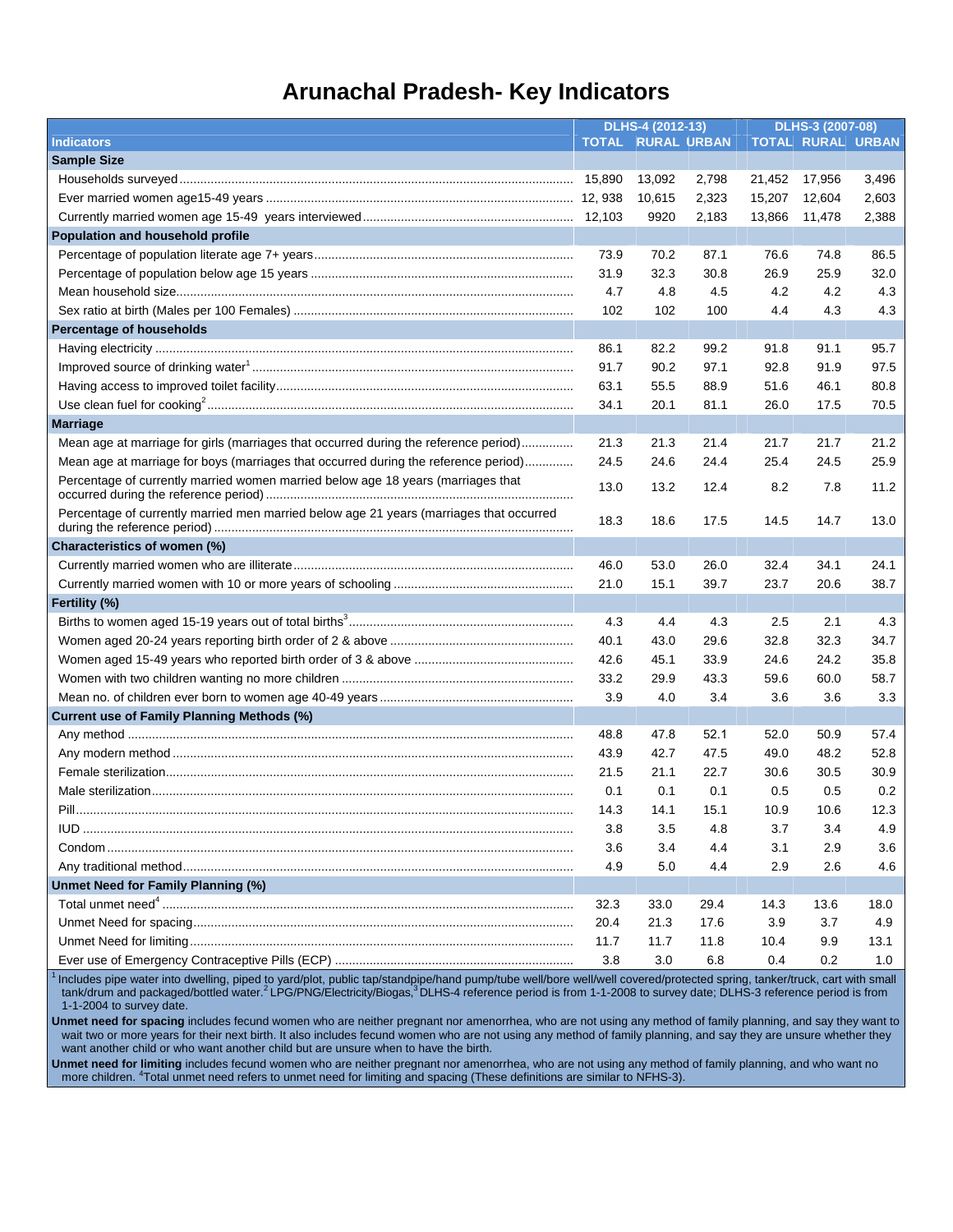# Arunachal Pradesh- Key Indicators

| Indicators | DLHS-4 (2012-13) | | | DLHS-3 (2007-08) | | |
|---|---|---|---|---|---|---|
| | TOTAL | RURAL | URBAN | TOTAL | RURAL | URBAN |
| **Sample Size** | | | | | | |
| Households surveyed | 15,890 | 13,092 | 2,798 | 21,452 | 17,956 | 3,496 |
| Ever married women age15-49 years | 12, 938 | 10,615 | 2,323 | 15,207 | 12,604 | 2,603 |
| Currently married women age 15-49 years interviewed | 12,103 | 9920 | 2,183 | 13,866 | 11,478 | 2,388 |
| **Population and household profile** | | | | | | |
| Percentage of population literate age 7+ years | 73.9 | 70.2 | 87.1 | 76.6 | 74.8 | 86.5 |
| Percentage of population below age 15 years | 31.9 | 32.3 | 30.8 | 26.9 | 25.9 | 32.0 |
| Mean household size | 4.7 | 4.8 | 4.5 | 4.2 | 4.2 | 4.3 |
| Sex ratio at birth (Males per 100 Females) | 102 | 102 | 100 | 4.4 | 4.3 | 4.3 |
| **Percentage of households** | | | | | | |
| Having electricity | 86.1 | 82.2 | 99.2 | 91.8 | 91.1 | 95.7 |
| Improved source of drinking water[1] | 91.7 | 90.2 | 97.1 | 92.8 | 91.9 | 97.5 |
| Having access to improved toilet facility | 63.1 | 55.5 | 88.9 | 51.6 | 46.1 | 80.8 |
| Use clean fuel for cooking[2] | 34.1 | 20.1 | 81.1 | 26.0 | 17.5 | 70.5 |
| **Marriage** | | | | | | |
| Mean age at marriage for girls (marriages that occurred during the reference period) | 21.3 | 21.3 | 21.4 | 21.7 | 21.7 | 21.2 |
| Mean age at marriage for boys (marriages that occurred during the reference period) | 24.5 | 24.6 | 24.4 | 25.4 | 24.5 | 25.9 |
| Percentage of currently married women married below age 18 years (marriages that occurred during the reference period) | 13.0 | 13.2 | 12.4 | 8.2 | 7.8 | 11.2 |
| Percentage of currently married men married below age 21 years (marriages that occurred during the reference period) | 18.3 | 18.6 | 17.5 | 14.5 | 14.7 | 13.0 |
| **Characteristics of women (%)** | | | | | | |
| Currently married women who are illiterate | 46.0 | 53.0 | 26.0 | 32.4 | 34.1 | 24.1 |
| Currently married women with 10 or more years of schooling | 21.0 | 15.1 | 39.7 | 23.7 | 20.6 | 38.7 |
| **Fertility (%)** | | | | | | |
| Births to women aged 15-19 years out of total births[3] | 4.3 | 4.4 | 4.3 | 2.5 | 2.1 | 4.3 |
| Women aged 20-24 years reporting birth order of 2 & above | 40.1 | 43.0 | 29.6 | 32.8 | 32.3 | 34.7 |
| Women aged 15-49 years who reported birth order of 3 & above | 42.6 | 45.1 | 33.9 | 24.6 | 24.2 | 35.8 |
| Women with two children wanting no more children | 33.2 | 29.9 | 43.3 | 59.6 | 60.0 | 58.7 |
| Mean no. of children ever born to women age 40-49 years | 3.9 | 4.0 | 3.4 | 3.6 | 3.6 | 3.3 |
| **Current use of Family Planning Methods (%)** | | | | | | |
| Any method | 48.8 | 47.8 | 52.1 | 52.0 | 50.9 | 57.4 |
| Any modern method | 43.9 | 42.7 | 47.5 | 49.0 | 48.2 | 52.8 |
| Female sterilization | 21.5 | 21.1 | 22.7 | 30.6 | 30.5 | 30.9 |
| Male sterilization | 0.1 | 0.1 | 0.1 | 0.5 | 0.5 | 0.2 |
| Pill | 14.3 | 14.1 | 15.1 | 10.9 | 10.6 | 12.3 |
| IUD | 3.8 | 3.5 | 4.8 | 3.7 | 3.4 | 4.9 |
| Condom | 3.6 | 3.4 | 4.4 | 3.1 | 2.9 | 3.6 |
| Any traditional method | 4.9 | 5.0 | 4.4 | 2.9 | 2.6 | 4.6 |
| **Unmet Need for Family Planning (%)** | | | | | | |
| Total unmet need[4] | 32.3 | 33.0 | 29.4 | 14.3 | 13.6 | 18.0 |
| Unmet Need for spacing | 20.4 | 21.3 | 17.6 | 3.9 | 3.7 | 4.9 |
| Unmet Need for limiting | 11.7 | 11.7 | 11.8 | 10.4 | 9.9 | 13.1 |
| Ever use of Emergency Contraceptive Pills (ECP) | 3.8 | 3.0 | 6.8 | 0.4 | 0.2 | 1.0 |

[1] Includes pipe water into dwelling, piped to yard/plot, public tap/standpipe/hand pump/tube well/bore well/well covered/protected spring, tanker/truck, cart with small tank/drum and packaged/bottled water.[2] LPG/PNG/Electricity/Biogas,[3] DLHS-4 reference period is from 1-1-2008 to survey date; DLHS-3 reference period is from 1-1-2004 to survey date.

**Unmet need for spacing** includes fecund women who are neither pregnant nor amenorrhea, who are not using any method of family planning, and say they want to wait two or more years for their next birth. It also includes fecund women who are not using any method of family planning, and say they are unsure whether they want another child or who want another child but are unsure when to have the birth.

**Unmet need for limiting** includes fecund women who are neither pregnant nor amenorrhea, who are not using any method of family planning, and who want no more children. [4]Total unmet need refers to unmet need for limiting and spacing (These definitions are similar to NFHS-3).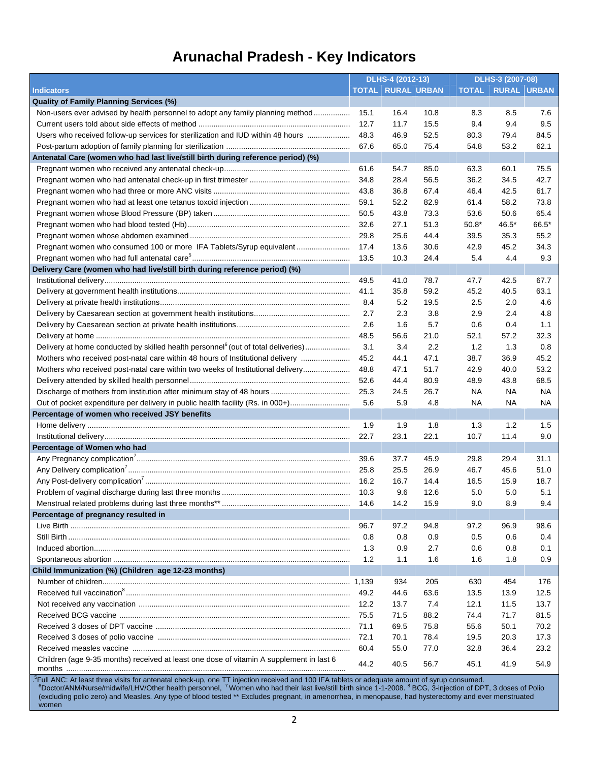# Arunachal Pradesh - Key Indicators

| Indicators | DLHS-4 (2012-13) | | | DLHS-3 (2007-08) | | |
|---|---|---|---|---|---|---|
| | TOTAL | RURAL | URBAN | TOTAL | RURAL | URBAN |
| **Quality of Family Planning Services (%)** | | | | | | |
| Non-users ever advised by health personnel to adopt any family planning method | 15.1 | 16.4 | 10.8 | 8.3 | 8.5 | 7.6 |
| Current users told about side effects of method | 12.7 | 11.7 | 15.5 | 9.4 | 9.4 | 9.5 |
| Users who received follow-up services for sterilization and IUD within 48 hours | 48.3 | 46.9 | 52.5 | 80.3 | 79.4 | 84.5 |
| Post-partum adoption of family planning for sterilization | 67.6 | 65.0 | 75.4 | 54.8 | 53.2 | 62.1 |
| **Antenatal Care (women who had last live/still birth during reference period) (%)** | | | | | | |
| Pregnant women who received any antenatal check-up | 61.6 | 54.7 | 85.0 | 63.3 | 60.1 | 75.5 |
| Pregnant women who had antenatal check-up in first trimester | 34.8 | 28.4 | 56.5 | 36.2 | 34.5 | 42.7 |
| Pregnant women who had three or more ANC visits | 43.8 | 36.8 | 67.4 | 46.4 | 42.5 | 61.7 |
| Pregnant women who had at least one tetanus toxoid injection | 59.1 | 52.2 | 82.9 | 61.4 | 58.2 | 73.8 |
| Pregnant women whose Blood Pressure (BP) taken | 50.5 | 43.8 | 73.3 | 53.6 | 50.6 | 65.4 |
| Pregnant women who had blood tested (Hb) | 32.6 | 27.1 | 51.3 | 50.8* | 46.5* | 66.5* |
| Pregnant women whose abdomen examined | 29.8 | 25.6 | 44.4 | 39.5 | 35.3 | 55.2 |
| Pregnant women who consumed 100 or more IFA Tablets/Syrup equivalent | 17.4 | 13.6 | 30.6 | 42.9 | 45.2 | 34.3 |
| Pregnant women who had full antenatal care[5] | 13.5 | 10.3 | 24.4 | 5.4 | 4.4 | 9.3 |
| **Delivery Care (women who had live/still birth during reference period) (%)** | | | | | | |
| Institutional delivery | 49.5 | 41.0 | 78.7 | 47.7 | 42.5 | 67.7 |
| Delivery at government health institutions | 41.1 | 35.8 | 59.2 | 45.2 | 40.5 | 63.1 |
| Delivery at private health institutions | 8.4 | 5.2 | 19.5 | 2.5 | 2.0 | 4.6 |
| Delivery by Caesarean section at government health institutions | 2.7 | 2.3 | 3.8 | 2.9 | 2.4 | 4.8 |
| Delivery by Caesarean section at private health institutions | 2.6 | 1.6 | 5.7 | 0.6 | 0.4 | 1.1 |
| Delivery at home | 48.5 | 56.6 | 21.0 | 52.1 | 57.2 | 32.3 |
| Delivery at home conducted by skilled health personnel[6] (out of total deliveries) | 3.1 | 3.4 | 2.2 | 1.2 | 1.3 | 0.8 |
| Mothers who received post-natal care within 48 hours of Institutional delivery | 45.2 | 44.1 | 47.1 | 38.7 | 36.9 | 45.2 |
| Mothers who received post-natal care within two weeks of Institutional delivery | 48.8 | 47.1 | 51.7 | 42.9 | 40.0 | 53.2 |
| Delivery attended by skilled health personnel | 52.6 | 44.4 | 80.9 | 48.9 | 43.8 | 68.5 |
| Discharge of mothers from institution after minimum stay of 48 hours | 25.3 | 24.5 | 26.7 | NA | NA | NA |
| Out of pocket expenditure per delivery in public health facility (Rs. in 000+) | 5.6 | 5.9 | 4.8 | NA | NA | NA |
| **Percentage of women who received JSY benefits** | | | | | | |
| Home delivery | 1.9 | 1.9 | 1.8 | 1.3 | 1.2 | 1.5 |
| Institutional delivery | 22.7 | 23.1 | 22.1 | 10.7 | 11.4 | 9.0 |
| **Percentage of Women who had** | | | | | | |
| Any Pregnancy complication[7] | 39.6 | 37.7 | 45.9 | 29.8 | 29.4 | 31.1 |
| Any Delivery complication[7] | 25.8 | 25.5 | 26.9 | 46.7 | 45.6 | 51.0 |
| Any Post-delivery complication[7] | 16.2 | 16.7 | 14.4 | 16.5 | 15.9 | 18.7 |
| Problem of vaginal discharge during last three months | 10.3 | 9.6 | 12.6 | 5.0 | 5.0 | 5.1 |
| Menstrual related problems during last three months** | 14.6 | 14.2 | 15.9 | 9.0 | 8.9 | 9.4 |
| **Percentage of pregnancy resulted in** | | | | | | |
| Live Birth | 96.7 | 97.2 | 94.8 | 97.2 | 96.9 | 98.6 |
| Still Birth | 0.8 | 0.8 | 0.9 | 0.5 | 0.6 | 0.4 |
| Induced abortion | 1.3 | 0.9 | 2.7 | 0.6 | 0.8 | 0.1 |
| Spontaneous abortion | 1.2 | 1.1 | 1.6 | 1.6 | 1.8 | 0.9 |
| **Child Immunization (%) (Children age 12-23 months)** | | | | | | |
| Number of children | 1,139 | 934 | 205 | 630 | 454 | 176 |
| Received full vaccination[8] | 49.2 | 44.6 | 63.6 | 13.5 | 13.9 | 12.5 |
| Not received any vaccination | 12.2 | 13.7 | 7.4 | 12.1 | 11.5 | 13.7 |
| Received BCG vaccine | 75.5 | 71.5 | 88.2 | 74.4 | 71.7 | 81.5 |
| Received 3 doses of DPT vaccine | 71.1 | 69.5 | 75.8 | 55.6 | 50.1 | 70.2 |
| Received 3 doses of polio vaccine | 72.1 | 70.1 | 78.4 | 19.5 | 20.3 | 17.3 |
| Received measles vaccine | 60.4 | 55.0 | 77.0 | 32.8 | 36.4 | 23.2 |
| Children (age 9-35 months) received at least one dose of vitamin A supplement in last 6 months | 44.2 | 40.5 | 56.7 | 45.1 | 41.9 | 54.9 |

[5]Full ANC: At least three visits for antenatal check-up, one TT injection received and 100 IFA tablets or adequate amount of syrup consumed. [6]Doctor/ANM/Nurse/midwife/LHV/Other health personnel, [7]Women who had their last live/still birth since 1-1-2008. [8] BCG, 3-injection of DPT, 3 doses of Polio (excluding polio zero) and Measles. Any type of blood tested ** Excludes pregnant, in amenorrhea, in menopause, had hysterectomy and ever menstruated women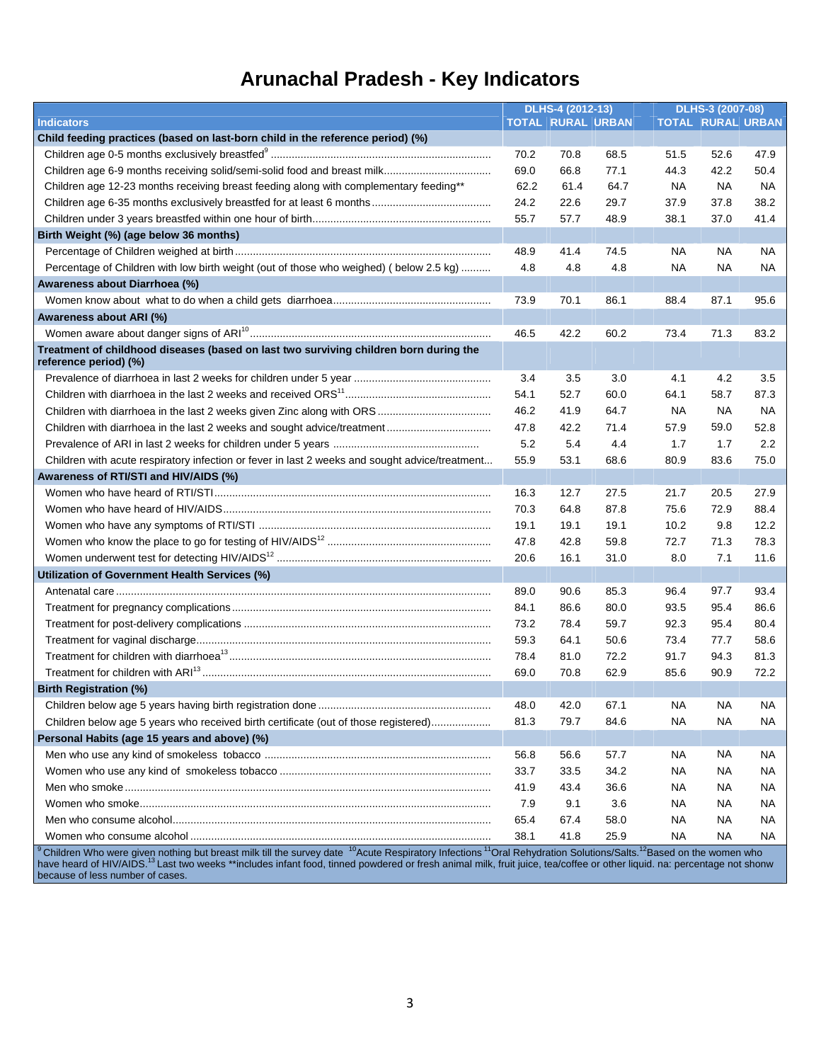# Arunachal Pradesh - Key Indicators

| Indicators | DLHS-4 (2012-13) | | | DLHS-3 (2007-08) | | |
|---|---|---|---|---|---|---|
| | TOTAL | RURAL | URBAN | TOTAL | RURAL | URBAN |
| **Child feeding practices (based on last-born child in the reference period) (%)** | | | | | | |
| Children age 0-5 months exclusively breastfed[9] | 70.2 | 70.8 | 68.5 | 51.5 | 52.6 | 47.9 |
| Children age 6-9 months receiving solid/semi-solid food and breast milk | 69.0 | 66.8 | 77.1 | 44.3 | 42.2 | 50.4 |
| Children age 12-23 months receiving breast feeding along with complementary feeding** | 62.2 | 61.4 | 64.7 | NA | NA | NA |
| Children age 6-35 months exclusively breastfed for at least 6 months | 24.2 | 22.6 | 29.7 | 37.9 | 37.8 | 38.2 |
| Children under 3 years breastfed within one hour of birth | 55.7 | 57.7 | 48.9 | 38.1 | 37.0 | 41.4 |
| **Birth Weight (%) (age below 36 months)** | | | | | | |
| Percentage of Children weighed at birth | 48.9 | 41.4 | 74.5 | NA | NA | NA |
| Percentage of Children with low birth weight (out of those who weighed) ( below 2.5 kg) | 4.8 | 4.8 | 4.8 | NA | NA | NA |
| **Awareness about Diarrhoea (%)** | | | | | | |
| Women know about what to do when a child gets diarrhoea | 73.9 | 70.1 | 86.1 | 88.4 | 87.1 | 95.6 |
| **Awareness about ARI (%)** | | | | | | |
| Women aware about danger signs of ARI[10] | 46.5 | 42.2 | 60.2 | 73.4 | 71.3 | 83.2 |
| **Treatment of childhood diseases (based on last two surviving children born during the reference period) (%)** | | | | | | |
| Prevalence of diarrhoea in last 2 weeks for children under 5 year | 3.4 | 3.5 | 3.0 | 4.1 | 4.2 | 3.5 |
| Children with diarrhoea in the last 2 weeks and received ORS[11] | 54.1 | 52.7 | 60.0 | 64.1 | 58.7 | 87.3 |
| Children with diarrhoea in the last 2 weeks given Zinc along with ORS | 46.2 | 41.9 | 64.7 | NA | NA | NA |
| Children with diarrhoea in the last 2 weeks and sought advice/treatment | 47.8 | 42.2 | 71.4 | 57.9 | 59.0 | 52.8 |
| Prevalence of ARI in last 2 weeks for children under 5 years | 5.2 | 5.4 | 4.4 | 1.7 | 1.7 | 2.2 |
| Children with acute respiratory infection or fever in last 2 weeks and sought advice/treatment... | 55.9 | 53.1 | 68.6 | 80.9 | 83.6 | 75.0 |
| **Awareness of RTI/STI and HIV/AIDS (%)** | | | | | | |
| Women who have heard of RTI/STI | 16.3 | 12.7 | 27.5 | 21.7 | 20.5 | 27.9 |
| Women who have heard of HIV/AIDS | 70.3 | 64.8 | 87.8 | 75.6 | 72.9 | 88.4 |
| Women who have any symptoms of RTI/STI | 19.1 | 19.1 | 19.1 | 10.2 | 9.8 | 12.2 |
| Women who know the place to go for testing of HIV/AIDS[12] | 47.8 | 42.8 | 59.8 | 72.7 | 71.3 | 78.3 |
| Women underwent test for detecting HIV/AIDS[12] | 20.6 | 16.1 | 31.0 | 8.0 | 7.1 | 11.6 |
| **Utilization of Government Health Services (%)** | | | | | | |
| Antenatal care | 89.0 | 90.6 | 85.3 | 96.4 | 97.7 | 93.4 |
| Treatment for pregnancy complications | 84.1 | 86.6 | 80.0 | 93.5 | 95.4 | 86.6 |
| Treatment for post-delivery complications | 73.2 | 78.4 | 59.7 | 92.3 | 95.4 | 80.4 |
| Treatment for vaginal discharge | 59.3 | 64.1 | 50.6 | 73.4 | 77.7 | 58.6 |
| Treatment for children with diarrhoea[13] | 78.4 | 81.0 | 72.2 | 91.7 | 94.3 | 81.3 |
| Treatment for children with ARI[13] | 69.0 | 70.8 | 62.9 | 85.6 | 90.9 | 72.2 |
| **Birth Registration (%)** | | | | | | |
| Children below age 5 years having birth registration done | 48.0 | 42.0 | 67.1 | NA | NA | NA |
| Children below age 5 years who received birth certificate (out of those registered) | 81.3 | 79.7 | 84.6 | NA | NA | NA |
| **Personal Habits (age 15 years and above) (%)** | | | | | | |
| Men who use any kind of smokeless tobacco | 56.8 | 56.6 | 57.7 | NA | NA | NA |
| Women who use any kind of smokeless tobacco | 33.7 | 33.5 | 34.2 | NA | NA | NA |
| Men who smoke | 41.9 | 43.4 | 36.6 | NA | NA | NA |
| Women who smoke | 7.9 | 9.1 | 3.6 | NA | NA | NA |
| Men who consume alcohol | 65.4 | 67.4 | 58.0 | NA | NA | NA |
| Women who consume alcohol | 38.1 | 41.8 | 25.9 | NA | NA | NA |

[9] Children Who were given nothing but breast milk till the survey date [10] Acute Respiratory Infections [11] Oral Rehydration Solutions/Salts. [12] Based on the women who have heard of HIV/AIDS. [13] Last two weeks **includes infant food, tinned powdered or fresh animal milk, fruit juice, tea/coffee or other liquid. na: percentage not shown because of less number of cases.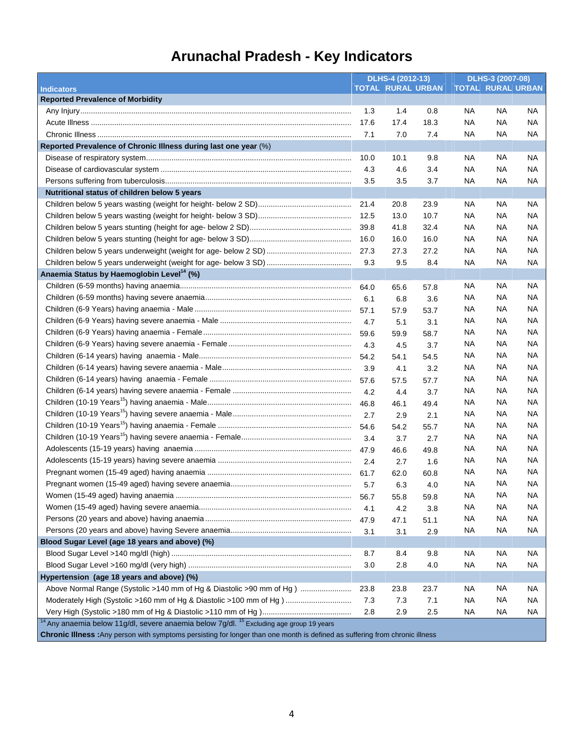# Arunachal Pradesh - Key Indicators

| Indicators | DLHS-4 (2012-13) | | | DLHS-3 (2007-08) | | |
|---|---|---|---|---|---|---|
| | TOTAL | RURAL | URBAN | TOTAL | RURAL | URBAN |
| **Reported Prevalence of Morbidity** | | | | | | |
| Any Injury | 1.3 | 1.4 | 0.8 | NA | NA | NA |
| Acute Illness | 17.6 | 17.4 | 18.3 | NA | NA | NA |
| Chronic Illness | 7.1 | 7.0 | 7.4 | NA | NA | NA |
| **Reported Prevalence of Chronic Illness during last one year** (%) | | | | | | |
| Disease of respiratory system | 10.0 | 10.1 | 9.8 | NA | NA | NA |
| Disease of cardiovascular system | 4.3 | 4.6 | 3.4 | NA | NA | NA |
| Persons suffering from tuberculosis | 3.5 | 3.5 | 3.7 | NA | NA | NA |
| **Nutritional status of children below 5 years** | | | | | | |
| Children below 5 years wasting (weight for height- below 2 SD) | 21.4 | 20.8 | 23.9 | NA | NA | NA |
| Children below 5 years wasting (weight for height- below 3 SD) | 12.5 | 13.0 | 10.7 | NA | NA | NA |
| Children below 5 years stunting (height for age- below 2 SD) | 39.8 | 41.8 | 32.4 | NA | NA | NA |
| Children below 5 years stunting (height for age- below 3 SD) | 16.0 | 16.0 | 16.0 | NA | NA | NA |
| Children below 5 years underweight (weight for age- below 2 SD) | 27.3 | 27.3 | 27.2 | NA | NA | NA |
| Children below 5 years underweight (weight for age- below 3 SD) | 9.3 | 9.5 | 8.4 | NA | NA | NA |
| **Anaemia Status by Haemoglobin Level[14] (%)** | | | | | | |
| Children (6-59 months) having anaemia | 64.0 | 65.6 | 57.8 | NA | NA | NA |
| Children (6-59 months) having severe anaemia | 6.1 | 6.8 | 3.6 | NA | NA | NA |
| Children (6-9 Years) having anaemia - Male | 57.1 | 57.9 | 53.7 | NA | NA | NA |
| Children (6-9 Years) having severe anaemia - Male | 4.7 | 5.1 | 3.1 | NA | NA | NA |
| Children (6-9 Years) having anaemia - Female | 59.6 | 59.9 | 58.7 | NA | NA | NA |
| Children (6-9 Years) having severe anaemia - Female | 4.3 | 4.5 | 3.7 | NA | NA | NA |
| Children (6-14 years) having anaemia - Male | 54.2 | 54.1 | 54.5 | NA | NA | NA |
| Children (6-14 years) having severe anaemia - Male | 3.9 | 4.1 | 3.2 | NA | NA | NA |
| Children (6-14 years) having anaemia - Female | 57.6 | 57.5 | 57.7 | NA | NA | NA |
| Children (6-14 years) having severe anaemia - Female | 4.2 | 4.4 | 3.7 | NA | NA | NA |
| Children (10-19 Years[15]) having anaemia - Male | 46.8 | 46.1 | 49.4 | NA | NA | NA |
| Children (10-19 Years[15]) having severe anaemia - Male | 2.7 | 2.9 | 2.1 | NA | NA | NA |
| Children (10-19 Years[15]) having anaemia - Female | 54.6 | 54.2 | 55.7 | NA | NA | NA |
| Children (10-19 Years[15]) having severe anaemia - Female | 3.4 | 3.7 | 2.7 | NA | NA | NA |
| Adolescents (15-19 years) having anaemia | 47.9 | 46.6 | 49.8 | NA | NA | NA |
| Adolescents (15-19 years) having severe anaemia | 2.4 | 2.7 | 1.6 | NA | NA | NA |
| Pregnant women (15-49 aged) having anaemia | 61.7 | 62.0 | 60.8 | NA | NA | NA |
| Pregnant women (15-49 aged) having severe anaemia | 5.7 | 6.3 | 4.0 | NA | NA | NA |
| Women (15-49 aged) having anaemia | 56.7 | 55.8 | 59.8 | NA | NA | NA |
| Women (15-49 aged) having severe anaemia | 4.1 | 4.2 | 3.8 | NA | NA | NA |
| Persons (20 years and above) having anaemia | 47.9 | 47.1 | 51.1 | NA | NA | NA |
| Persons (20 years and above) having Severe anaemia | 3.1 | 3.1 | 2.9 | NA | NA | NA |
| **Blood Sugar Level (age 18 years and above) (%)** | | | | | | |
| Blood Sugar Level >140 mg/dl (high) | 8.7 | 8.4 | 9.8 | NA | NA | NA |
| Blood Sugar Level >160 mg/dl (very high) | 3.0 | 2.8 | 4.0 | NA | NA | NA |
| **Hypertension (age 18 years and above) (%)** | | | | | | |
| Above Normal Range (Systolic >140 mm of Hg & Diastolic >90 mm of Hg ) | 23.8 | 23.8 | 23.7 | NA | NA | NA |
| Moderately High (Systolic >160 mm of Hg & Diastolic >100 mm of Hg ) | 7.3 | 7.3 | 7.1 | NA | NA | NA |
| Very High (Systolic >180 mm of Hg & Diastolic >110 mm of Hg ) | 2.8 | 2.9 | 2.5 | NA | NA | NA |

[14] Any anaemia below 11g/dl, severe anaemia below 7g/dl. [15] Excluding age group 19 years

**Chronic Illness :** Any person with symptoms persisting for longer than one month is defined as suffering from chronic illness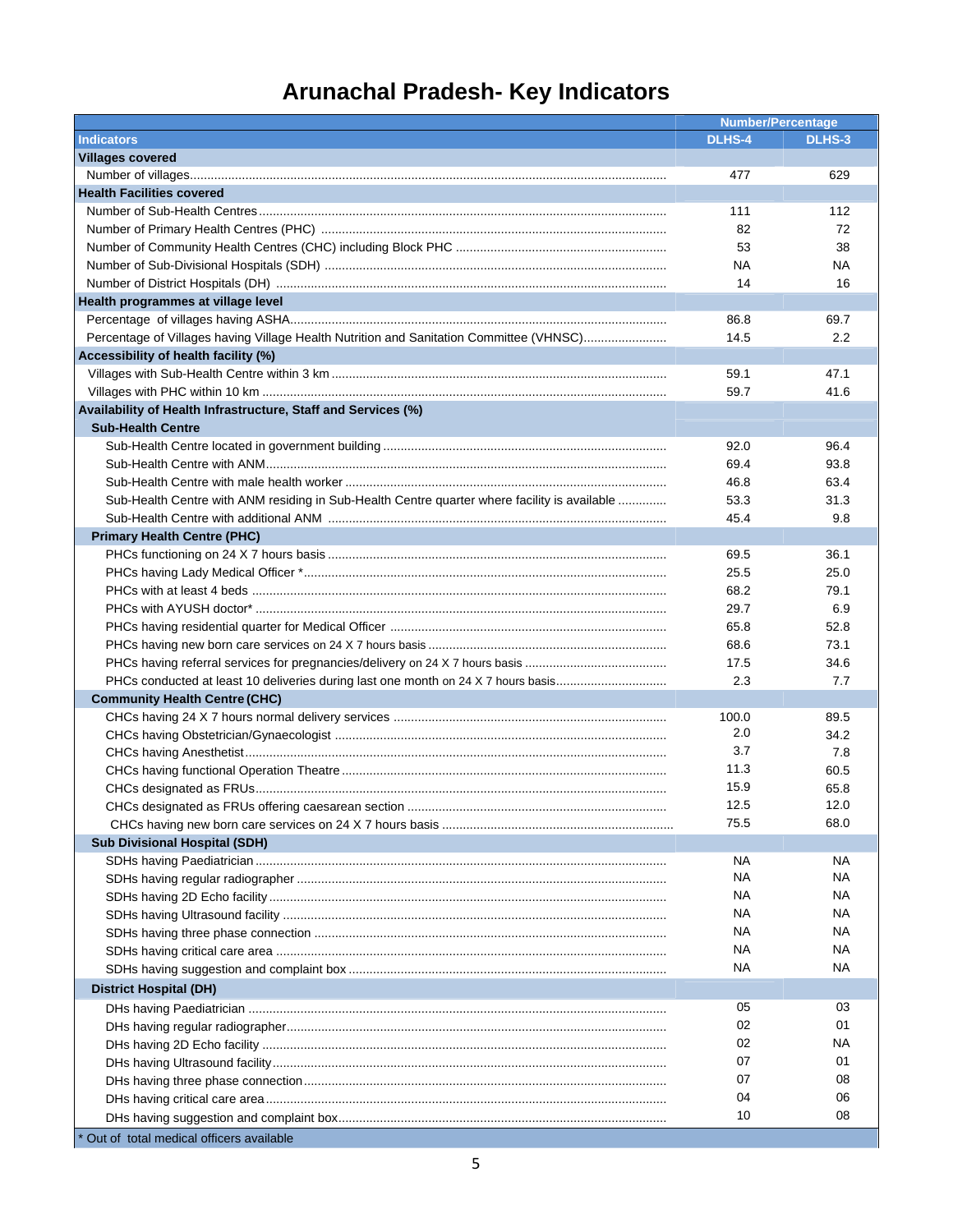# Arunachal Pradesh- Key Indicators

| Indicators | Number/Percentage | |
|---|---|---|
| | DLHS-4 | DLHS-3 |
| **Villages covered** | | |
| Number of villages | 477 | 629 |
| **Health Facilities covered** | | |
| Number of Sub-Health Centres | 111 | 112 |
| Number of Primary Health Centres (PHC) | 82 | 72 |
| Number of Community Health Centres (CHC) including Block PHC | 53 | 38 |
| Number of Sub-Divisional Hospitals (SDH) | NA | NA |
| Number of District Hospitals (DH) | 14 | 16 |
| **Health programmes at village level** | | |
| Percentage of villages having ASHA | 86.8 | 69.7 |
| Percentage of Villages having Village Health Nutrition and Sanitation Committee (VHNSC) | 14.5 | 2.2 |
| **Accessibility of health facility (%)** | | |
| Villages with Sub-Health Centre within 3 km | 59.1 | 47.1 |
| Villages with PHC within 10 km | 59.7 | 41.6 |
| **Availability of Health Infrastructure, Staff and Services (%)** | | |
| **Sub-Health Centre** | | |
| Sub-Health Centre located in government building | 92.0 | 96.4 |
| Sub-Health Centre with ANM | 69.4 | 93.8 |
| Sub-Health Centre with male health worker | 46.8 | 63.4 |
| Sub-Health Centre with ANM residing in Sub-Health Centre quarter where facility is available | 53.3 | 31.3 |
| Sub-Health Centre with additional ANM | 45.4 | 9.8 |
| **Primary Health Centre (PHC)** | | |
| PHCs functioning on 24 X 7 hours basis | 69.5 | 36.1 |
| PHCs having Lady Medical Officer * | 25.5 | 25.0 |
| PHCs with at least 4 beds | 68.2 | 79.1 |
| PHCs with AYUSH doctor* | 29.7 | 6.9 |
| PHCs having residential quarter for Medical Officer | 65.8 | 52.8 |
| PHCs having new born care services on 24 X 7 hours basis | 68.6 | 73.1 |
| PHCs having referral services for pregnancies/delivery on 24 X 7 hours basis | 17.5 | 34.6 |
| PHCs conducted at least 10 deliveries during last one month on 24 X 7 hours basis | 2.3 | 7.7 |
| **Community Health Centre (CHC)** | | |
| CHCs having 24 X 7 hours normal delivery services | 100.0 | 89.5 |
| CHCs having Obstetrician/Gynaecologist | 2.0 | 34.2 |
| CHCs having Anesthetist | 3.7 | 7.8 |
| CHCs having functional Operation Theatre | 11.3 | 60.5 |
| CHCs designated as FRUs | 15.9 | 65.8 |
| CHCs designated as FRUs offering caesarean section | 12.5 | 12.0 |
| CHCs having new born care services on 24 X 7 hours basis | 75.5 | 68.0 |
| **Sub Divisional Hospital (SDH)** | | |
| SDHs having Paediatrician | NA | NA |
| SDHs having regular radiographer | NA | NA |
| SDHs having 2D Echo facility | NA | NA |
| SDHs having Ultrasound facility | NA | NA |
| SDHs having three phase connection | NA | NA |
| SDHs having critical care area | NA | NA |
| SDHs having suggestion and complaint box | NA | NA |
| **District Hospital (DH)** | | |
| DHs having Paediatrician | 05 | 03 |
| DHs having regular radiographer | 02 | 01 |
| DHs having 2D Echo facility | 02 | NA |
| DHs having Ultrasound facility | 07 | 01 |
| DHs having three phase connection | 07 | 08 |
| DHs having critical care area | 04 | 06 |
| DHs having suggestion and complaint box | 10 | 08 |

\* Out of total medical officers available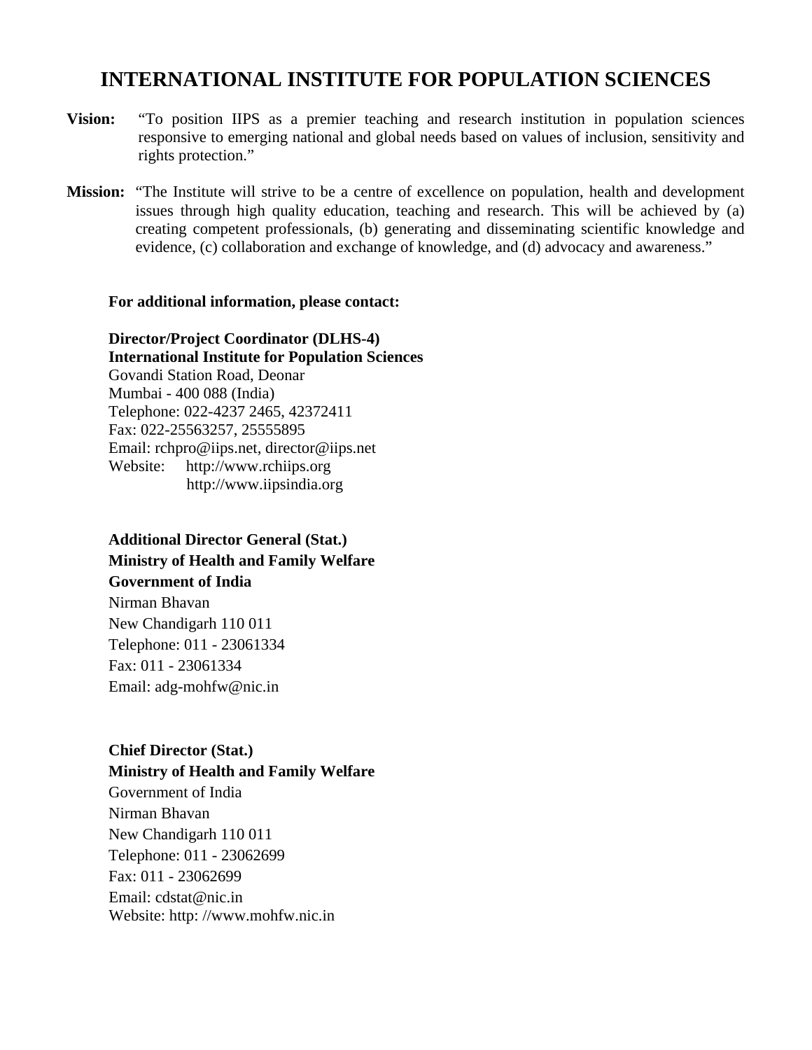# INTERNATIONAL INSTITUTE FOR POPULATION SCIENCES

**Vision:** "To position IIPS as a premier teaching and research institution in population sciences responsive to emerging national and global needs based on values of inclusion, sensitivity and rights protection."

**Mission:** "The Institute will strive to be a centre of excellence on population, health and development issues through high quality education, teaching and research. This will be achieved by (a) creating competent professionals, (b) generating and disseminating scientific knowledge and evidence, (c) collaboration and exchange of knowledge, and (d) advocacy and awareness."

**For additional information, please contact:**

**Director/Project Coordinator (DLHS-4)**
**International Institute for Population Sciences**
Govandi Station Road, Deonar
Mumbai - 400 088 (India)
Telephone: 022-4237 2465, 42372411
Fax: 022-25563257, 25555895
Email: rchpro@iips.net, director@iips.net
Website: http://www.rchiips.org
http://www.iipsindia.org

**Additional Director General (Stat.)**
**Ministry of Health and Family Welfare**
**Government of India**
Nirman Bhavan
New Chandigarh 110 011
Telephone: 011 - 23061334
Fax: 011 - 23061334
Email: adg-mohfw@nic.in

**Chief Director (Stat.)**
**Ministry of Health and Family Welfare**
Government of India
Nirman Bhavan
New Chandigarh 110 011
Telephone: 011 - 23062699
Fax: 011 - 23062699
Email: cdstat@nic.in
Website: http: //www.mohfw.nic.in